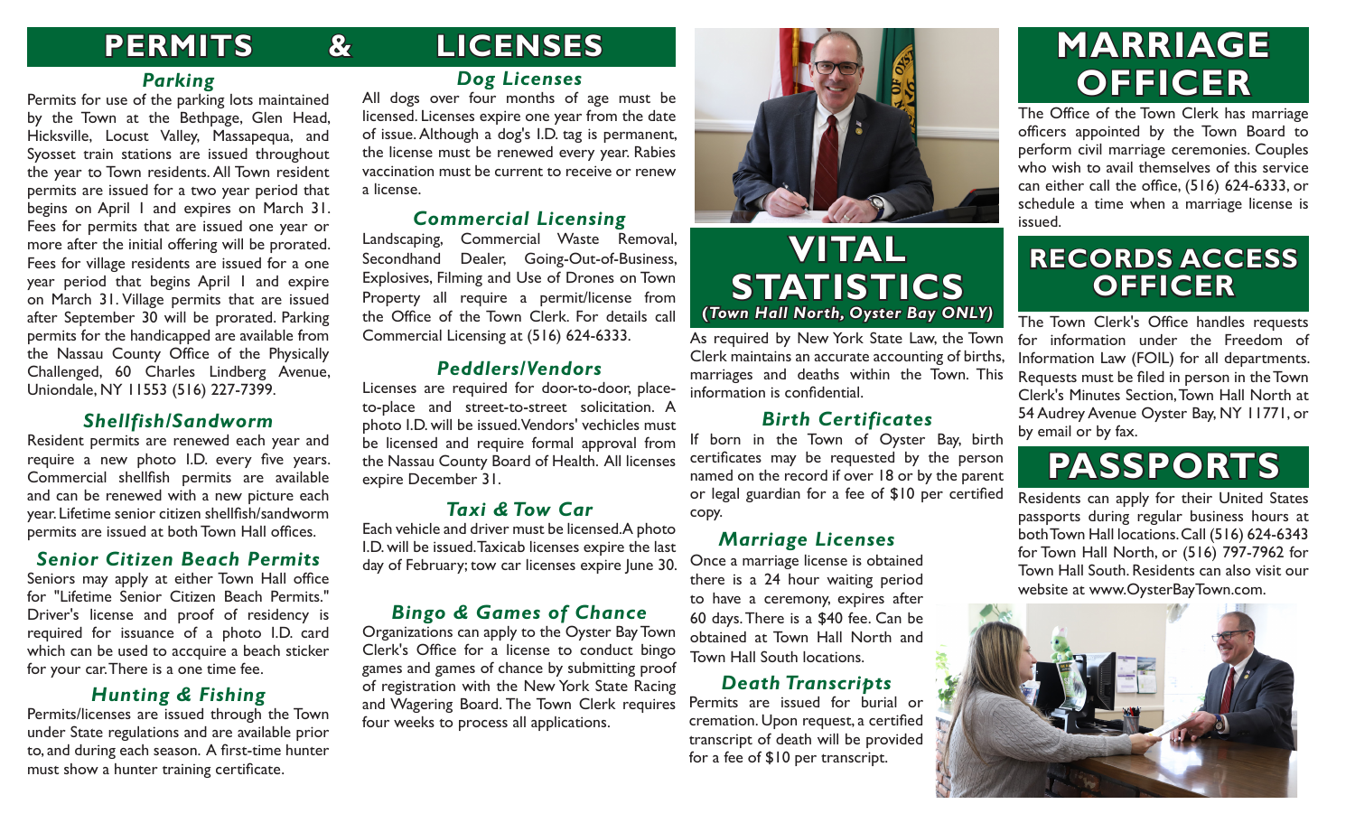# PERMITS & LICENSES

### Parking

Permits for use of the parking lots maintained by the Town at the Bethpage, Glen Head, Hicksville, Locust Valley, Massapequa, and Syosset train stations are issued throughout the year to Town residents. All Town resident permits are issued for a two year period that begins on April 1 and expires on March 31. Fees for permits that are issued one year or more after the initial offering will be prorated. Fees for village residents are issued for a one year period that begins April 1 and expire on March 31. Village permits that are issued after September 30 will be prorated. Parking permits for the handicapped are available from the Nassau County Office of the Physically Challenged, 60 Charles Lindberg Avenue, Uniondale, NY 11553 (516) 227-7399.

### Shellfish/Sandworm

Resident permits are renewed each year and require a new photo I.D. every five years. Commercial shellfish permits are available and can be renewed with a new picture each year. Lifetime senior citizen shellfish/sandworm permits are issued at both Town Hall offices.

### Senior Citizen Beach Permits

Seniors may apply at either Town Hall office for "Lifetime Senior Citizen Beach Permits." Driver's license and proof of residency is required for issuance of a photo I.D. card which can be used to accquire a beach sticker for your car. There is a one time fee.

### Hunting & Fishing

Permits/licenses are issued through the Town under State regulations and are available prior to, and during each season. A first-time hunter must show a hunter training certificate.

### Dog Licenses

All dogs over four months of age must be licensed. Licenses expire one year from the date of issue. Although a dog's I.D. tag is permanent, the license must be renewed every year. Rabies vaccination must be current to receive or renew a license.

### Commercial Licensing

Landscaping, Commercial Waste Removal, Secondhand Dealer, Going-Out-of-Business, Explosives, Filming and Use of Drones on Town Property all require a permit/license from the Office of the Town Clerk. For details call Commercial Licensing at (516) 624-6333.

### Peddlers/Vendors

Licenses are required for door-to-door, place-to-place and street-to-street solicitation. A photo I.D. will be issued. Vendors' vechicles must be licensed and require formal approval from the Nassau County Board of Health. All licenses expire December 31.

### Taxi & Tow Car

Each vehicle and driver must be licensed. A photo I.D. will be issued. Taxicab licenses expire the last day of February; tow car licenses expire June 30.

### Bingo & Games of Chance

Organizations can apply to the Oyster Bay Town Clerk's Office for a license to conduct bingo games and games of chance by submitting proof of registration with the New York State Racing and Wagering Board. The Town Clerk requires four weeks to process all applications.

# VITAL STATISTICS

***(Town Hall North, Oyster Bay ONLY)***

As required by New York State Law, the Town Clerk maintains an accurate accounting of births, marriages and deaths within the Town. This information is confidential.

### Birth Certificates

If born in the Town of Oyster Bay, birth certificates may be requested by the person named on the record if over 18 or by the parent or legal guardian for a fee of $10 per certified copy.

### Marriage Licenses

Once a marriage license is obtained there is a 24 hour waiting period to have a ceremony, expires after 60 days. There is a $40 fee. Can be obtained at Town Hall North and Town Hall South locations.

### Death Transcripts

Permits are issued for burial or cremation. Upon request, a certified transcript of death will be provided for a fee of $10 per transcript.

# MARRIAGE OFFICER

The Office of the Town Clerk has marriage officers appointed by the Town Board to perform civil marriage ceremonies. Couples who wish to avail themselves of this service can either call the office, (516) 624-6333, or schedule a time when a marriage license is issued.

# RECORDS ACCESS OFFICER

The Town Clerk's Office handles requests for information under the Freedom of Information Law (FOIL) for all departments. Requests must be filed in person in the Town Clerk's Minutes Section, Town Hall North at 54 Audrey Avenue Oyster Bay, NY 11771, or by email or by fax.

# PASSPORTS

Residents can apply for their United States passports during regular business hours at both Town Hall locations. Call (516) 624-6343 for Town Hall North, or (516) 797-7962 for Town Hall South. Residents can also visit our website at www.OysterBayTown.com.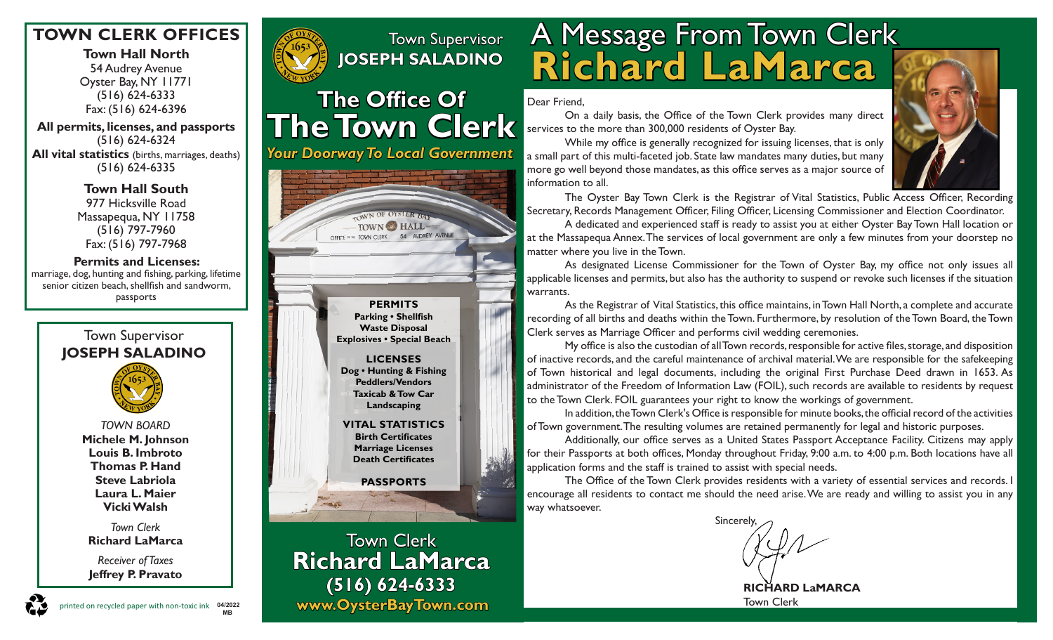## TOWN CLERK OFFICES

**Town Hall North**
54 Audrey Avenue
Oyster Bay, NY 11771
(516) 624-6333
Fax: (516) 624-6396

**All permits, licenses, and passports**
(516) 624-6324
**All vital statistics** (births, marriages, deaths)
(516) 624-6335

**Town Hall South**
977 Hicksville Road
Massapequa, NY 11758
(516) 797-7960
Fax: (516) 797-7968

**Permits and Licenses:**
marriage, dog, hunting and fishing, parking, lifetime senior citizen beach, shellfish and sandworm, passports

Town Supervisor
**JOSEPH SALADINO**

*TOWN BOARD*
**Michele M. Johnson**
**Louis B. Imbroto**
**Thomas P. Hand**
**Steve Labriola**
**Laura L. Maier**
**Vicki Walsh**

*Town Clerk*
**Richard LaMarca**

*Receiver of Taxes*
**Jeffrey P. Pravato**

printed on recycled paper with non-toxic ink 04/2022 MB

Town Supervisor
**JOSEPH SALADINO**

# The Office Of The Town Clerk

***Your Doorway To Local Government***

**PERMITS**
**Parking • Shellfish**
**Waste Disposal**
**Explosives • Special Beach**

**LICENSES**
**Dog • Hunting & Fishing**
**Peddlers/Vendors**
**Taxicab & Tow Car**
**Landscaping**

**VITAL STATISTICS**
**Birth Certificates**
**Marriage Licenses**
**Death Certificates**

**PASSPORTS**

Town Clerk
**Richard LaMarca**
**(516) 624-6333**
**www.OysterBayTown.com**

# A Message From Town Clerk Richard LaMarca

Dear Friend,

On a daily basis, the Office of the Town Clerk provides many direct services to the more than 300,000 residents of Oyster Bay.

While my office is generally recognized for issuing licenses, that is only a small part of this multi-faceted job. State law mandates many duties, but many more go well beyond those mandates, as this office serves as a major source of information to all.

The Oyster Bay Town Clerk is the Registrar of Vital Statistics, Public Access Officer, Recording Secretary, Records Management Officer, Filing Officer, Licensing Commissioner and Election Coordinator.

A dedicated and experienced staff is ready to assist you at either Oyster Bay Town Hall location or at the Massapequa Annex. The services of local government are only a few minutes from your doorstep no matter where you live in the Town.

As designated License Commissioner for the Town of Oyster Bay, my office not only issues all applicable licenses and permits, but also has the authority to suspend or revoke such licenses if the situation warrants.

As the Registrar of Vital Statistics, this office maintains, in Town Hall North, a complete and accurate recording of all births and deaths within the Town. Furthermore, by resolution of the Town Board, the Town Clerk serves as Marriage Officer and performs civil wedding ceremonies.

My office is also the custodian of all Town records, responsible for active files, storage, and disposition of inactive records, and the careful maintenance of archival material. We are responsible for the safekeeping of Town historical and legal documents, including the original First Purchase Deed drawn in 1653. As administrator of the Freedom of Information Law (FOIL), such records are available to residents by request to the Town Clerk. FOIL guarantees your right to know the workings of government.

In addition, the Town Clerk's Office is responsible for minute books, the official record of the activities of Town government. The resulting volumes are retained permanently for legal and historic purposes.

Additionally, our office serves as a United States Passport Acceptance Facility. Citizens may apply for their Passports at both offices, Monday throughout Friday, 9:00 a.m. to 4:00 p.m. Both locations have all application forms and the staff is trained to assist with special needs.

The Office of the Town Clerk provides residents with a variety of essential services and records. I encourage all residents to contact me should the need arise. We are ready and willing to assist you in any way whatsoever.

Sincerely,

**RICHARD LaMARCA**
Town Clerk